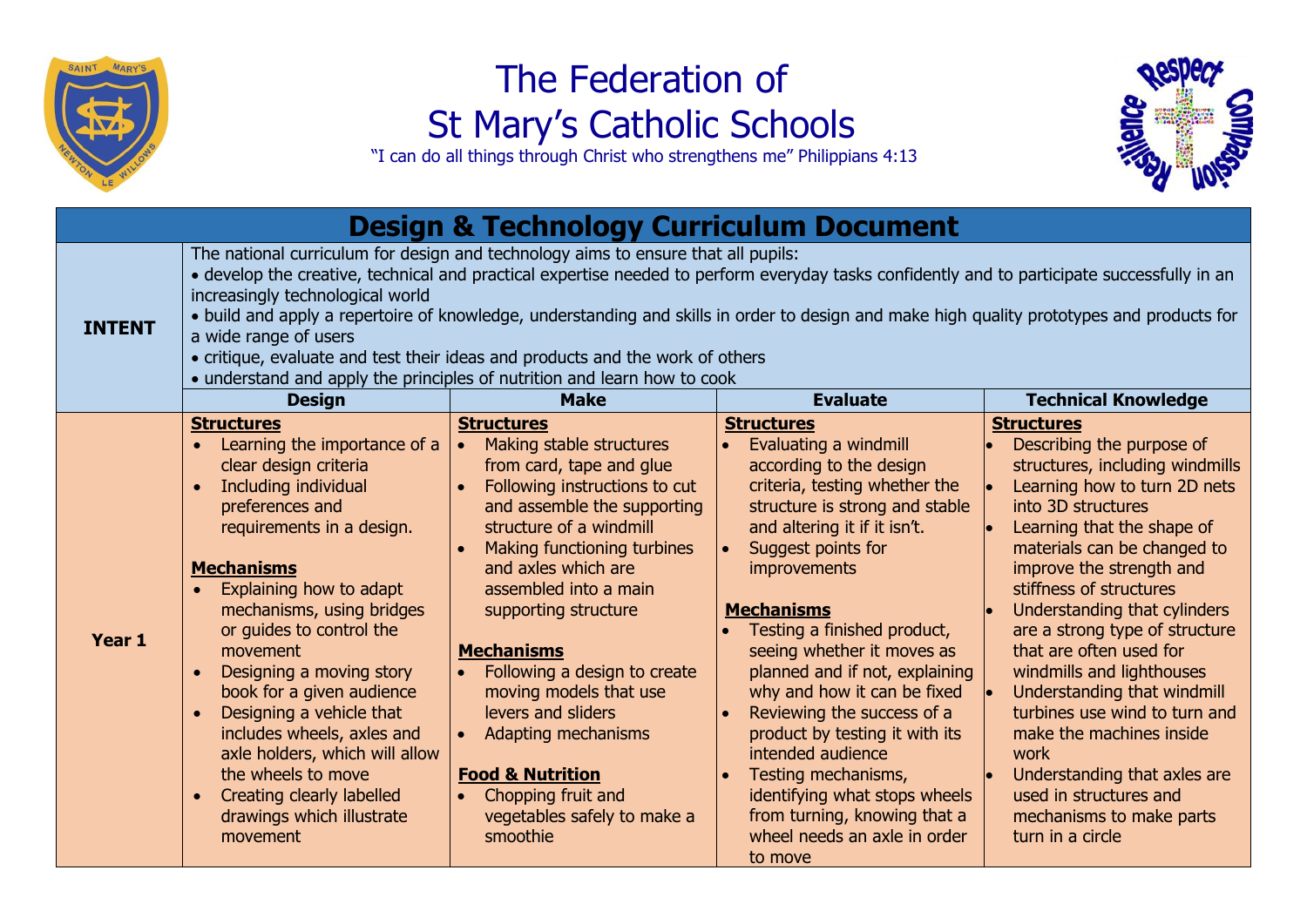# The Federation of St Mary's Catholic Schools

"I can do all things through Christ who strengthens me" Philippians 4:13

## Design & Technology Curriculum Document

**INTENT**

The national curriculum for design and technology aims to ensure that all pupils:

- develop the creative, technical and practical expertise needed to perform everyday tasks confidently and to participate successfully in an increasingly technological world
- build and apply a repertoire of knowledge, understanding and skills in order to design and make high quality prototypes and products for a wide range of users
- critique, evaluate and test their ideas and products and the work of others
- understand and apply the principles of nutrition and learn how to cook

| | Design | Make | Evaluate | Technical Knowledge |
|---|---|---|---|---|
| **Year 1** | **Structures**<br>• Learning the importance of a clear design criteria<br>• Including individual preferences and requirements in a design.<br><br>**Mechanisms**<br>• Explaining how to adapt mechanisms, using bridges or guides to control the movement<br>• Designing a moving story book for a given audience<br>• Designing a vehicle that includes wheels, axles and axle holders, which will allow the wheels to move<br>• Creating clearly labelled drawings which illustrate movement | **Structures**<br>• Making stable structures from card, tape and glue<br>• Following instructions to cut and assemble the supporting structure of a windmill<br>• Making functioning turbines and axles which are assembled into a main supporting structure<br><br>**Mechanisms**<br>• Following a design to create moving models that use levers and sliders<br>• Adapting mechanisms<br><br>**Food & Nutrition**<br>• Chopping fruit and vegetables safely to make a smoothie | **Structures**<br>• Evaluating a windmill according to the design criteria, testing whether the structure is strong and stable and altering it if it isn't.<br>• Suggest points for improvements<br><br>**Mechanisms**<br>• Testing a finished product, seeing whether it moves as planned and if not, explaining why and how it can be fixed<br>• Reviewing the success of a product by testing it with its intended audience<br>• Testing mechanisms, identifying what stops wheels from turning, knowing that a wheel needs an axle in order to move | **Structures**<br>• Describing the purpose of structures, including windmills<br>• Learning how to turn 2D nets into 3D structures<br>• Learning that the shape of materials can be changed to improve the strength and stiffness of structures<br>• Understanding that cylinders are a strong type of structure that are often used for windmills and lighthouses<br>• Understanding that windmill turbines use wind to turn and make the machines inside work<br>• Understanding that axles are used in structures and mechanisms to make parts turn in a circle |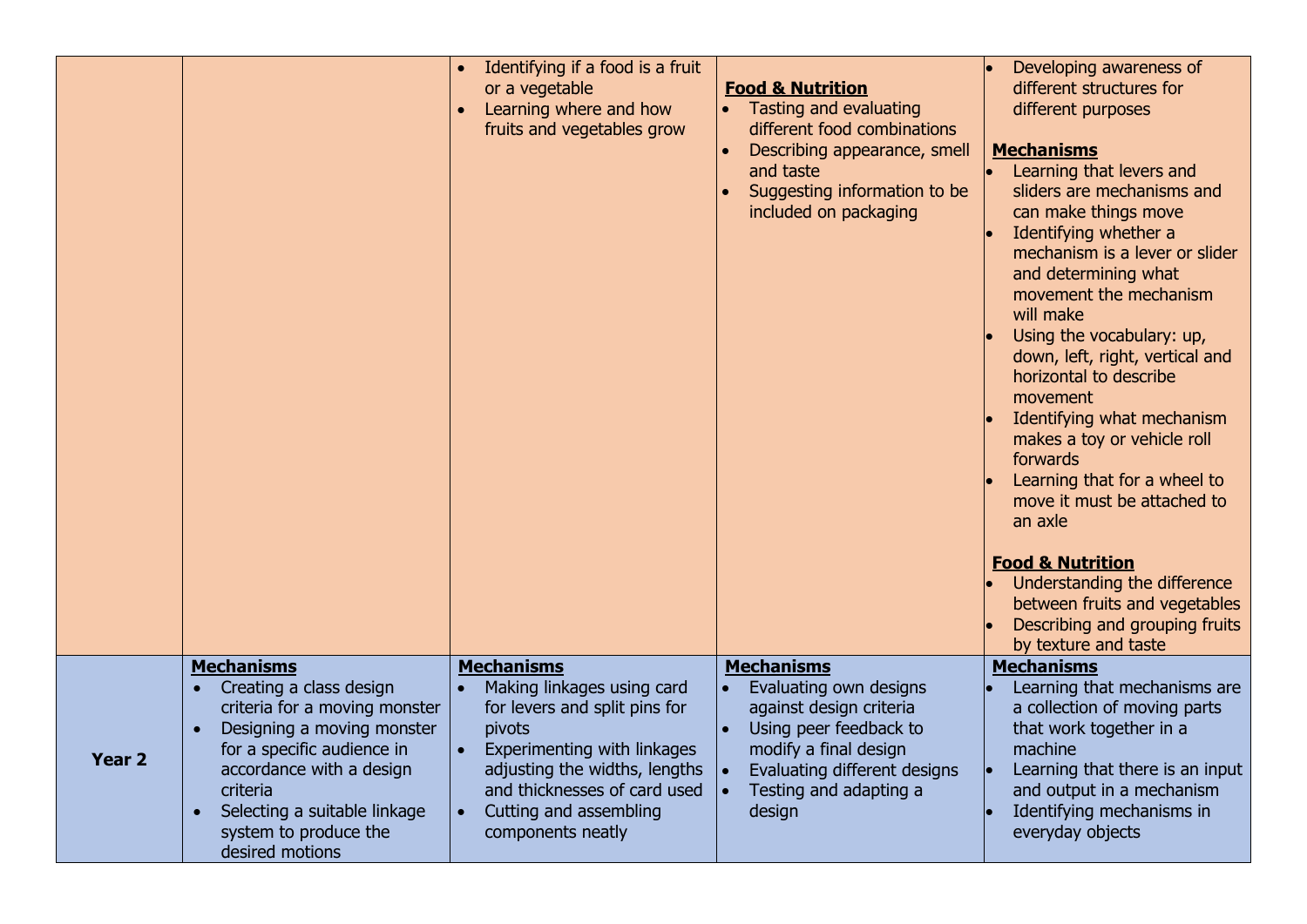| | | | | |
|---|---|---|---|---|
| | | • Identifying if a food is a fruit or a vegetable<br>• Learning where and how fruits and vegetables grow | **Food & Nutrition**<br>• Tasting and evaluating different food combinations<br>• Describing appearance, smell and taste<br>• Suggesting information to be included on packaging | • Developing awareness of different structures for different purposes<br><br>**Mechanisms**<br>• Learning that levers and sliders are mechanisms and can make things move<br>• Identifying whether a mechanism is a lever or slider and determining what movement the mechanism will make<br>• Using the vocabulary: up, down, left, right, vertical and horizontal to describe movement<br>• Identifying what mechanism makes a toy or vehicle roll forwards<br>• Learning that for a wheel to move it must be attached to an axle<br><br>**Food & Nutrition**<br>• Understanding the difference between fruits and vegetables<br>• Describing and grouping fruits by texture and taste |
| **Year 2** | **Mechanisms**<br>• Creating a class design criteria for a moving monster<br>• Designing a moving monster for a specific audience in accordance with a design criteria<br>• Selecting a suitable linkage system to produce the desired motions | **Mechanisms**<br>• Making linkages using card for levers and split pins for pivots<br>• Experimenting with linkages adjusting the widths, lengths and thicknesses of card used<br>• Cutting and assembling components neatly | **Mechanisms**<br>• Evaluating own designs against design criteria<br>• Using peer feedback to modify a final design<br>• Evaluating different designs<br>• Testing and adapting a design | **Mechanisms**<br>• Learning that mechanisms are a collection of moving parts that work together in a machine<br>• Learning that there is an input and output in a mechanism<br>• Identifying mechanisms in everyday objects |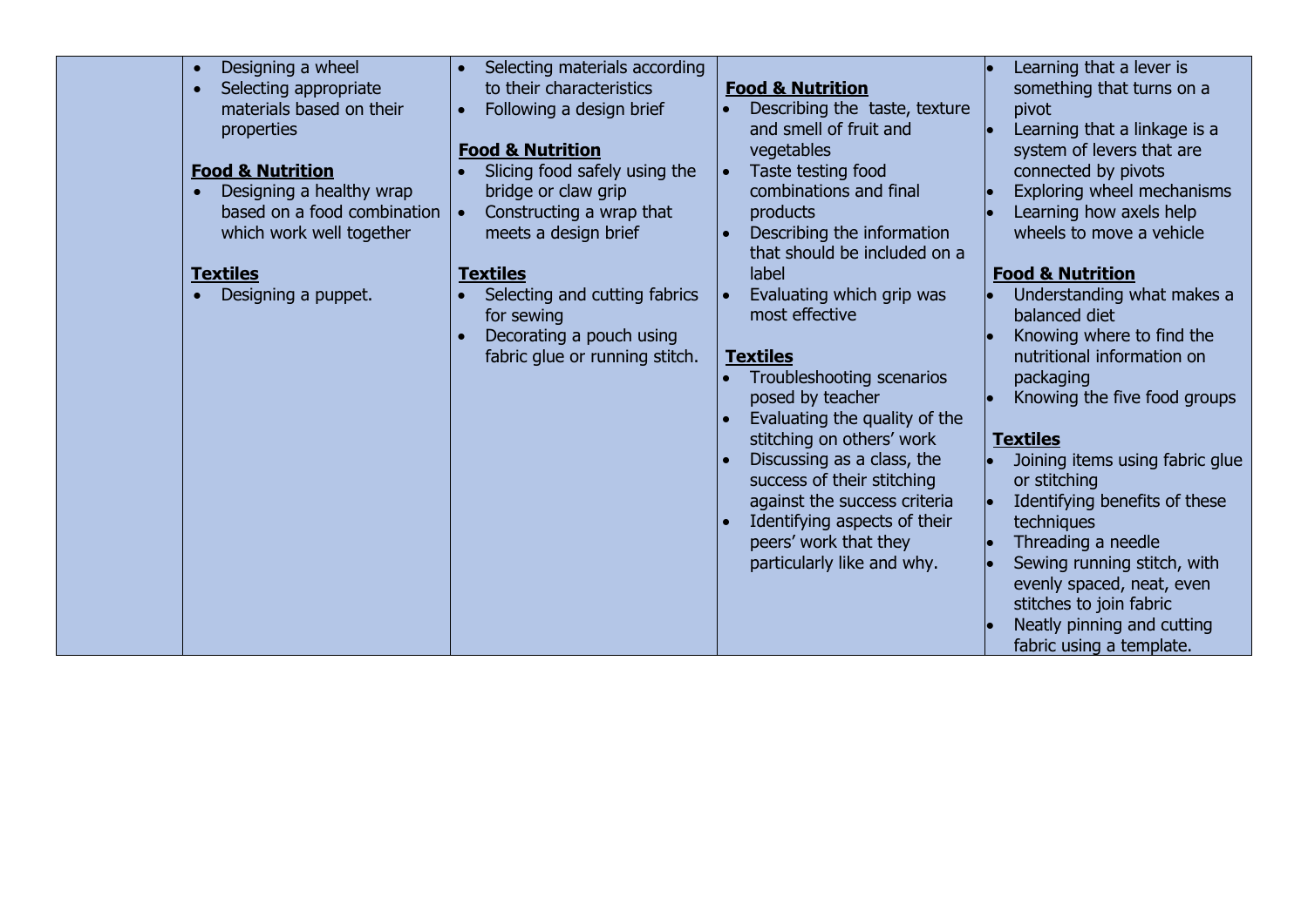| | | | | |
|---|---|---|---|---|
| | • Designing a wheel<br>• Selecting appropriate materials based on their properties<br><br>**Food & Nutrition**<br>• Designing a healthy wrap based on a food combination which work well together<br><br>**Textiles**<br>• Designing a puppet. | • Selecting materials according to their characteristics<br>• Following a design brief<br><br>**Food & Nutrition**<br>• Slicing food safely using the bridge or claw grip<br>• Constructing a wrap that meets a design brief<br><br>**Textiles**<br>• Selecting and cutting fabrics for sewing<br>• Decorating a pouch using fabric glue or running stitch. | **Food & Nutrition**<br>• Describing the taste, texture and smell of fruit and vegetables<br>• Taste testing food combinations and final products<br>• Describing the information that should be included on a label<br>• Evaluating which grip was most effective<br><br>**Textiles**<br>• Troubleshooting scenarios posed by teacher<br>• Evaluating the quality of the stitching on others' work<br>• Discussing as a class, the success of their stitching against the success criteria<br>• Identifying aspects of their peers' work that they particularly like and why. | • Learning that a lever is something that turns on a pivot<br>• Learning that a linkage is a system of levers that are connected by pivots<br>• Exploring wheel mechanisms<br>• Learning how axels help wheels to move a vehicle<br><br>**Food & Nutrition**<br>• Understanding what makes a balanced diet<br>• Knowing where to find the nutritional information on packaging<br>• Knowing the five food groups<br><br>**Textiles**<br>• Joining items using fabric glue or stitching<br>• Identifying benefits of these techniques<br>• Threading a needle<br>• Sewing running stitch, with evenly spaced, neat, even stitches to join fabric<br>• Neatly pinning and cutting fabric using a template. |